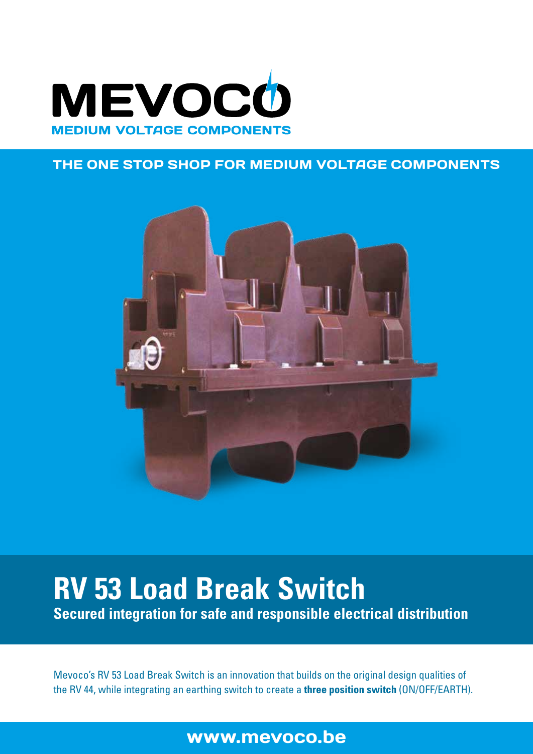# MEVOCO

MEDIUM VOLTAGE COMPONENTS

**THE ONE STOP SHOP FOR MEDIUM VOLTAGE COMPONENTS**

# RV 53 Load Break Switch

**Secured integration for safe and responsible electrical distribution**

Mevoco's RV 53 Load Break Switch is an innovation that builds on the original design qualities of the RV 44, while integrating an earthing switch to create a **three position switch** (ON/OFF/EARTH).

**www.mevoco.be**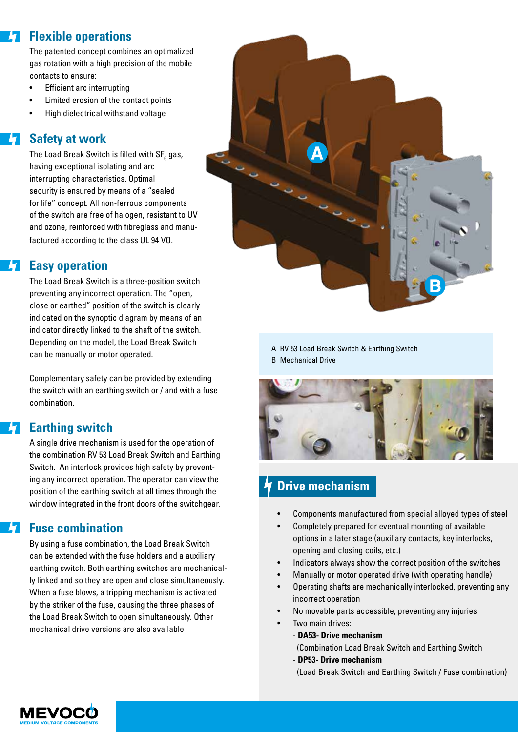## Flexible operations

The patented concept combines an optimalized gas rotation with a high precision of the mobile contacts to ensure:

- Efficient arc interrupting
- Limited erosion of the contact points
- High dielectrical withstand voltage

## Safety at work

The Load Break Switch is filled with $SF_6$ gas, having exceptional isolating and arc interrupting characteristics. Optimal security is ensured by means of a "sealed for life" concept. All non-ferrous components of the switch are free of halogen, resistant to UV and ozone, reinforced with fibreglass and manufactured according to the class UL 94 VO.

## Easy operation

The Load Break Switch is a three-position switch preventing any incorrect operation. The "open, close or earthed" position of the switch is clearly indicated on the synoptic diagram by means of an indicator directly linked to the shaft of the switch. Depending on the model, the Load Break Switch can be manually or motor operated.

Complementary safety can be provided by extending the switch with an earthing switch or / and with a fuse combination.

## Earthing switch

A single drive mechanism is used for the operation of the combination RV 53 Load Break Switch and Earthing Switch. An interlock provides high safety by preventing any incorrect operation. The operator can view the position of the earthing switch at all times through the window integrated in the front doors of the switchgear.

## Fuse combination

By using a fuse combination, the Load Break Switch can be extended with the fuse holders and a auxiliary earthing switch. Both earthing switches are mechanically linked and so they are open and close simultaneously. When a fuse blows, a tripping mechanism is activated by the striker of the fuse, causing the three phases of the Load Break Switch to open simultaneously. Other mechanical drive versions are also available

A RV 53 Load Break Switch & Earthing Switch
B Mechanical Drive

## Drive mechanism

- Components manufactured from special alloyed types of steel
- Completely prepared for eventual mounting of available options in a later stage (auxiliary contacts, key interlocks, opening and closing coils, etc.)
- Indicators always show the correct position of the switches
- Manually or motor operated drive (with operating handle)
- Operating shafts are mechanically interlocked, preventing any incorrect operation
- No movable parts accessible, preventing any injuries
- Two main drives:
  - **DA53- Drive mechanism** (Combination Load Break Switch and Earthing Switch
  - **DP53- Drive mechanism** (Load Break Switch and Earthing Switch / Fuse combination)

MEVOCO
MEDIUM VOLTAGE COMPONENTS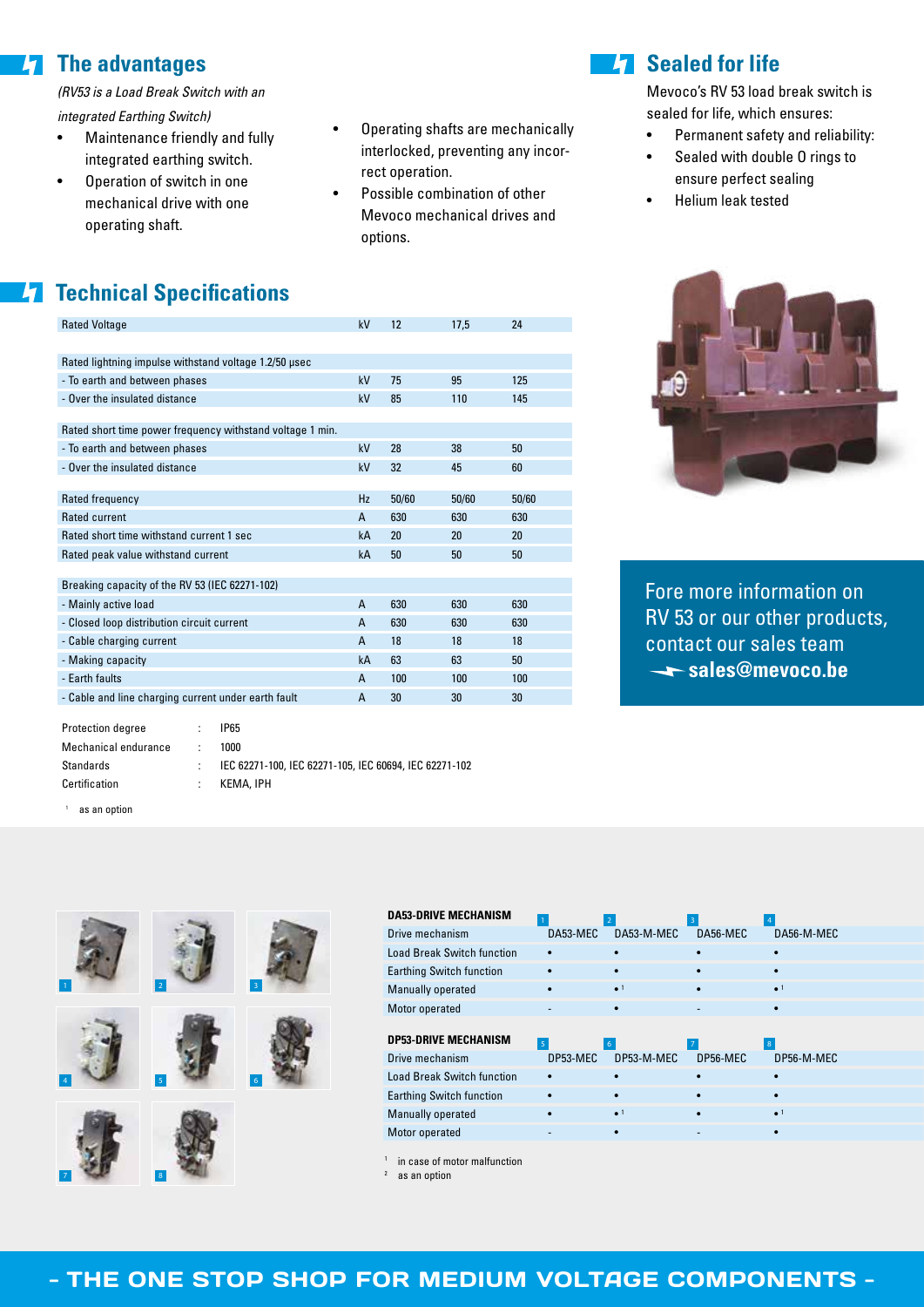## The advantages

*(RV53 is a Load Break Switch with an integrated Earthing Switch)*

- Maintenance friendly and fully integrated earthing switch.
- Operation of switch in one mechanical drive with one operating shaft.
- Operating shafts are mechanically interlocked, preventing any incorrect operation.
- Possible combination of other Mevoco mechanical drives and options.

## Sealed for life

Mevoco's RV 53 load break switch is sealed for life, which ensures:

- Permanent safety and reliability:
- Sealed with double O rings to ensure perfect sealing
- Helium leak tested

## Technical Specifications

| | | | | |
|---|---|---|---|---|
| Rated Voltage | kV | 12 | 17,5 | 24 |
| | | | | |
| Rated lightning impulse withstand voltage 1.2/50 µsec | | | | |
| - To earth and between phases | kV | 75 | 95 | 125 |
| - Over the insulated distance | kV | 85 | 110 | 145 |
| | | | | |
| Rated short time power frequency withstand voltage 1 min. | | | | |
| - To earth and between phases | kV | 28 | 38 | 50 |
| - Over the insulated distance | kV | 32 | 45 | 60 |
| | | | | |
| Rated frequency | Hz | 50/60 | 50/60 | 50/60 |
| Rated current | A | 630 | 630 | 630 |
| Rated short time withstand current 1 sec | kA | 20 | 20 | 20 |
| Rated peak value withstand current | kA | 50 | 50 | 50 |
| | | | | |
| Breaking capacity of the RV 53 (IEC 62271-102) | | | | |
| - Mainly active load | A | 630 | 630 | 630 |
| - Closed loop distribution circuit current | A | 630 | 630 | 630 |
| - Cable charging current | A | 18 | 18 | 18 |
| - Making capacity | kA | 63 | 63 | 50 |
| - Earth faults | A | 100 | 100 | 100 |
| - Cable and line charging current under earth fault | A | 30 | 30 | 30 |

| | | |
|---|---|---|
| Protection degree | : | IP65 |
| Mechanical endurance | : | 1000 |
| Standards | : | IEC 62271-100, IEC 62271-105, IEC 60694, IEC 62271-102 |
| Certification | : | KEMA, IPH |

[1] as an option

Fore more information on RV 53 or our other products, contact our sales team **sales@mevoco.be**

| DA53-DRIVE MECHANISM | 1 | 2 | 3 | 4 |
|---|---|---|---|---|
| Drive mechanism | DA53-MEC | DA53-M-MEC | DA56-MEC | DA56-M-MEC |
| Load Break Switch function | • | • | • | • |
| Earthing Switch function | • | • | • | • |
| Manually operated | • | • [1] | • | • [1] |
| Motor operated | - | • | - | • |

| DP53-DRIVE MECHANISM | 5 | 6 | 7 | 8 |
|---|---|---|---|---|
| Drive mechanism | DP53-MEC | DP53-M-MEC | DP56-MEC | DP56-M-MEC |
| Load Break Switch function | • | • | • | • |
| Earthing Switch function | • | • | • | • |
| Manually operated | • | • [1] | • | • [1] |
| Motor operated | - | • | - | • |

[1] in case of motor malfunction
[2] as an option

**- THE ONE STOP SHOP FOR MEDIUM VOLTAGE COMPONENTS -**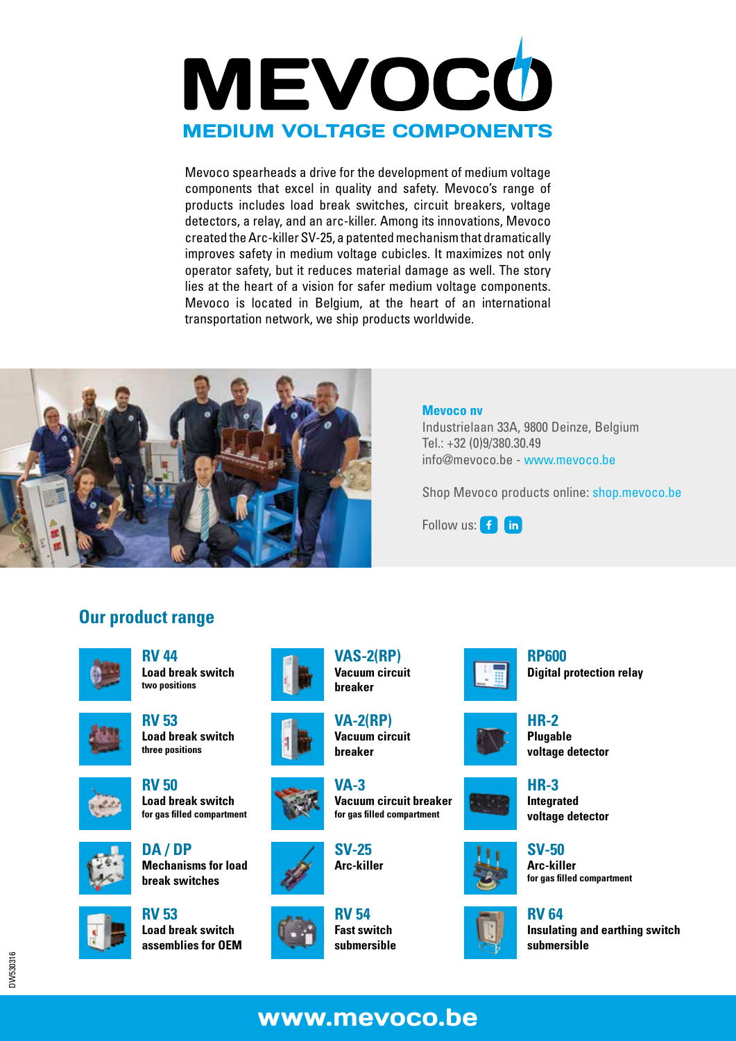# MEVOCO

**MEDIUM VOLTAGE COMPONENTS**

Mevoco spearheads a drive for the development of medium voltage components that excel in quality and safety. Mevoco's range of products includes load break switches, circuit breakers, voltage detectors, a relay, and an arc-killer. Among its innovations, Mevoco created the Arc-killer SV-25, a patented mechanism that dramatically improves safety in medium voltage cubicles. It maximizes not only operator safety, but it reduces material damage as well. The story lies at the heart of a vision for safer medium voltage components. Mevoco is located in Belgium, at the heart of an international transportation network, we ship products worldwide.

**Mevoco nv**
Industrielaan 33A, 9800 Deinze, Belgium
Tel.: +32 (0)9/380.30.49
info@mevoco.be - www.mevoco.be

Shop Mevoco products online: shop.mevoco.be

Follow us:

## Our product range

**RV 44**
**Load break switch**
two positions

**RV 53**
**Load break switch**
three positions

**RV 50**
**Load break switch**
for gas filled compartment

**DA / DP**
**Mechanisms for load break switches**

**RV 53**
**Load break switch assemblies for OEM**

**VAS-2(RP)**
**Vacuum circuit breaker**

**VA-2(RP)**
**Vacuum circuit breaker**

**VA-3**
**Vacuum circuit breaker**
for gas filled compartment

**SV-25**
**Arc-killer**

**RV 54**
**Fast switch submersible**

**RP600**
**Digital protection relay**

**HR-2**
**Plugable voltage detector**

**HR-3**
**Integrated voltage detector**

**SV-50**
**Arc-killer**
for gas filled compartment

**RV 64**
**Insulating and earthing switch submersible**

DW530316

**www.mevoco.be**